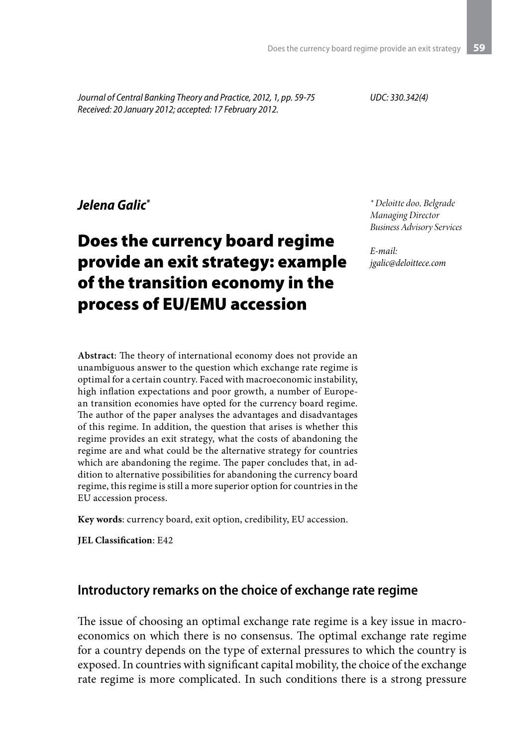*Journal of Central Banking Theory and Practice, 2012, 1, pp. 59-75*
*Received: 20 January 2012; accepted: 17 February 2012.*

*UDC: 330.342(4)*

***Jelena Galic*** [*]

\* *Deloitte doo, Belgrade*
*Managing Director*
*Business Advisory Services*

*E-mail:*
*jgalic@deloittece.com*

# Does the currency board regime provide an exit strategy: example of the transition economy in the process of EU/EMU accession

**Abstract**: The theory of international economy does not provide an unambiguous answer to the question which exchange rate regime is optimal for a certain country. Faced with macroeconomic instability, high inflation expectations and poor growth, a number of European transition economies have opted for the currency board regime. The author of the paper analyses the advantages and disadvantages of this regime. In addition, the question that arises is whether this regime provides an exit strategy, what the costs of abandoning the regime are and what could be the alternative strategy for countries which are abandoning the regime. The paper concludes that, in addition to alternative possibilities for abandoning the currency board regime, this regime is still a more superior option for countries in the EU accession process.

**Key words**: currency board, exit option, credibility, EU accession.

**JEL Classification**: E42

## Introductory remarks on the choice of exchange rate regime

The issue of choosing an optimal exchange rate regime is a key issue in macroeconomics on which there is no consensus. The optimal exchange rate regime for a country depends on the type of external pressures to which the country is exposed. In countries with significant capital mobility, the choice of the exchange rate regime is more complicated. In such conditions there is a strong pressure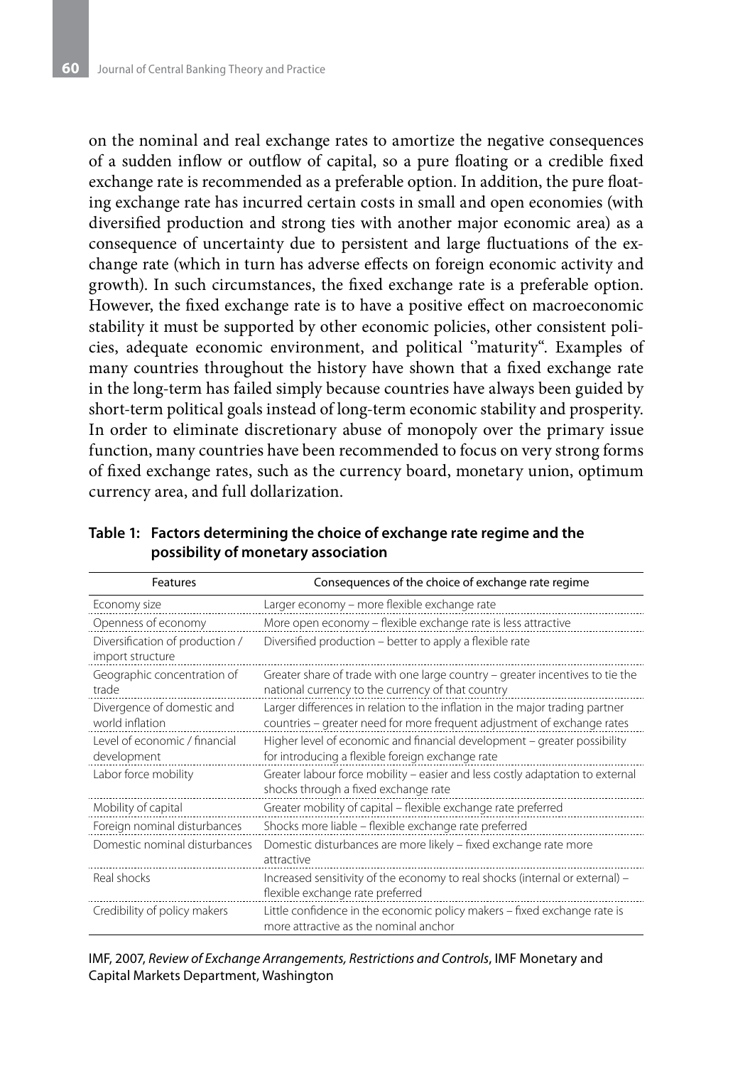on the nominal and real exchange rates to amortize the negative consequences of a sudden inflow or outflow of capital, so a pure floating or a credible fixed exchange rate is recommended as a preferable option. In addition, the pure floating exchange rate has incurred certain costs in small and open economies (with diversified production and strong ties with another major economic area) as a consequence of uncertainty due to persistent and large fluctuations of the exchange rate (which in turn has adverse effects on foreign economic activity and growth). In such circumstances, the fixed exchange rate is a preferable option. However, the fixed exchange rate is to have a positive effect on macroeconomic stability it must be supported by other economic policies, other consistent policies, adequate economic environment, and political ''maturity". Examples of many countries throughout the history have shown that a fixed exchange rate in the long-term has failed simply because countries have always been guided by short-term political goals instead of long-term economic stability and prosperity. In order to eliminate discretionary abuse of monopoly over the primary issue function, many countries have been recommended to focus on very strong forms of fixed exchange rates, such as the currency board, monetary union, optimum currency area, and full dollarization.

**Table 1: Factors determining the choice of exchange rate regime and the possibility of monetary association**

| Features | Consequences of the choice of exchange rate regime |
|---|---|
| Economy size | Larger economy – more flexible exchange rate |
| Openness of economy | More open economy – flexible exchange rate is less attractive |
| Diversification of production / import structure | Diversified production – better to apply a flexible rate |
| Geographic concentration of trade | Greater share of trade with one large country – greater incentives to tie the national currency to the currency of that country |
| Divergence of domestic and world inflation | Larger differences in relation to the inflation in the major trading partner countries – greater need for more frequent adjustment of exchange rates |
| Level of economic / financial development | Higher level of economic and financial development – greater possibility for introducing a flexible foreign exchange rate |
| Labor force mobility | Greater labour force mobility – easier and less costly adaptation to external shocks through a fixed exchange rate |
| Mobility of capital | Greater mobility of capital – flexible exchange rate preferred |
| Foreign nominal disturbances | Shocks more liable – flexible exchange rate preferred |
| Domestic nominal disturbances | Domestic disturbances are more likely – fixed exchange rate more attractive |
| Real shocks | Increased sensitivity of the economy to real shocks (internal or external) – flexible exchange rate preferred |
| Credibility of policy makers | Little confidence in the economic policy makers – fixed exchange rate is more attractive as the nominal anchor |

IMF, 2007, *Review of Exchange Arrangements, Restrictions and Controls*, IMF Monetary and Capital Markets Department, Washington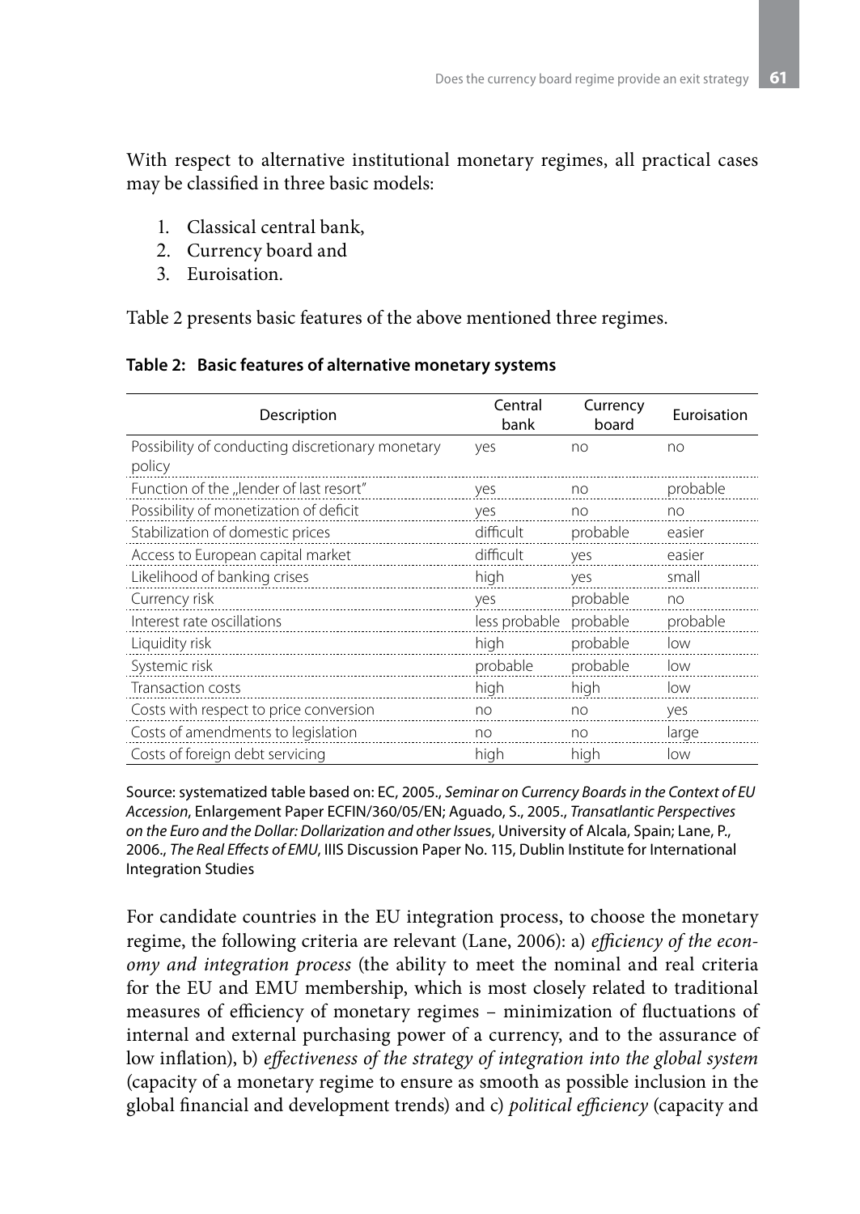With respect to alternative institutional monetary regimes, all practical cases may be classified in three basic models:

1. Classical central bank,
2. Currency board and
3. Euroisation.

Table 2 presents basic features of the above mentioned three regimes.

**Table 2: Basic features of alternative monetary systems**

| Description | Central bank | Currency board | Euroisation |
|---|---|---|---|
| Possibility of conducting discretionary monetary policy | yes | no | no |
| Function of the „lender of last resort" | yes | no | probable |
| Possibility of monetization of deficit | yes | no | no |
| Stabilization of domestic prices | difficult | probable | easier |
| Access to European capital market | difficult | yes | easier |
| Likelihood of banking crises | high | yes | small |
| Currency risk | yes | probable | no |
| Interest rate oscillations | less probable | probable | probable |
| Liquidity risk | high | probable | low |
| Systemic risk | probable | probable | low |
| Transaction costs | high | high | low |
| Costs with respect to price conversion | no | no | yes |
| Costs of amendments to legislation | no | no | large |
| Costs of foreign debt servicing | high | high | low |

Source: systematized table based on: EC, 2005., *Seminar on Currency Boards in the Context of EU Accession*, Enlargement Paper ECFIN/360/05/EN; Aguado, S., 2005., *Transatlantic Perspectives on the Euro and the Dollar: Dollarization and other Issues*, University of Alcala, Spain; Lane, P., 2006., *The Real Effects of EMU*, IIIS Discussion Paper No. 115, Dublin Institute for International Integration Studies

For candidate countries in the EU integration process, to choose the monetary regime, the following criteria are relevant (Lane, 2006): a) *efficiency of the economy and integration process* (the ability to meet the nominal and real criteria for the EU and EMU membership, which is most closely related to traditional measures of efficiency of monetary regimes – minimization of fluctuations of internal and external purchasing power of a currency, and to the assurance of low inflation), b) *effectiveness of the strategy of integration into the global system* (capacity of a monetary regime to ensure as smooth as possible inclusion in the global financial and development trends) and c) *political efficiency* (capacity and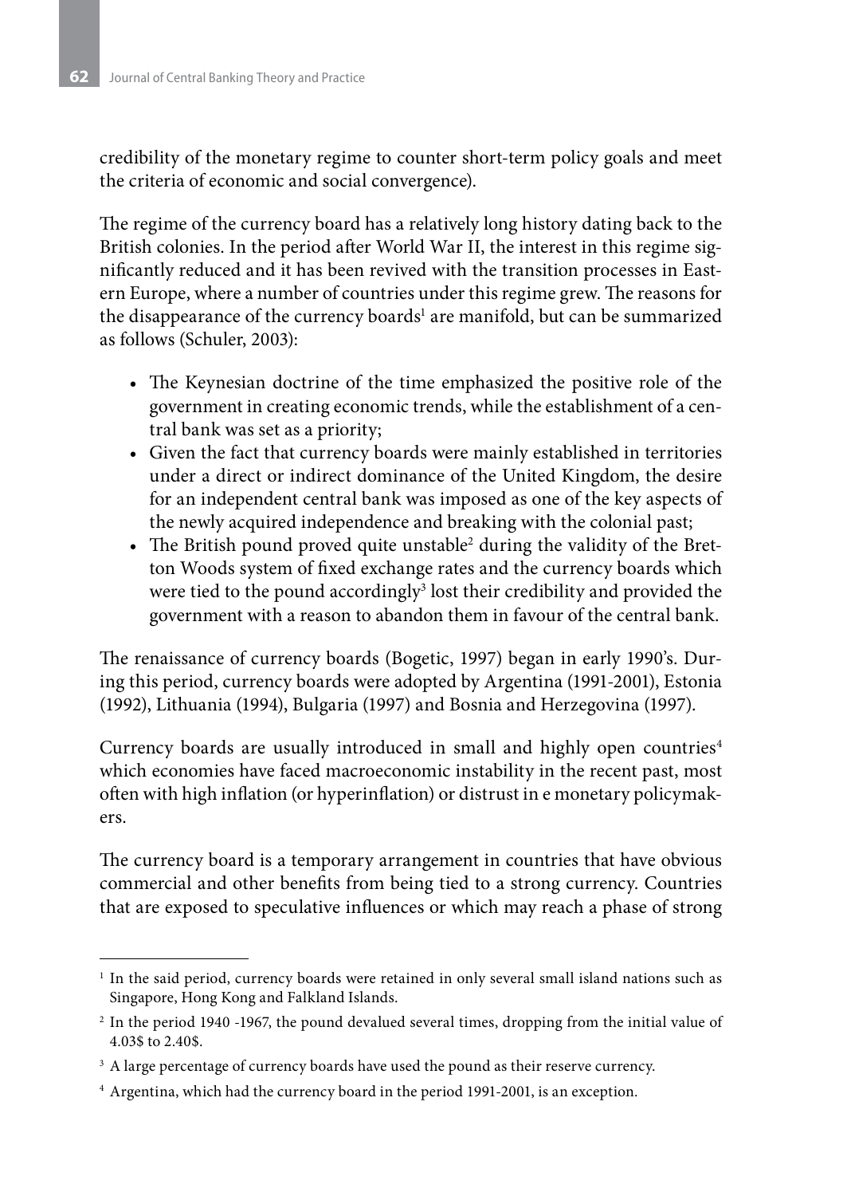credibility of the monetary regime to counter short-term policy goals and meet the criteria of economic and social convergence).

The regime of the currency board has a relatively long history dating back to the British colonies. In the period after World War II, the interest in this regime significantly reduced and it has been revived with the transition processes in Eastern Europe, where a number of countries under this regime grew. The reasons for the disappearance of the currency boards[1] are manifold, but can be summarized as follows (Schuler, 2003):

- The Keynesian doctrine of the time emphasized the positive role of the government in creating economic trends, while the establishment of a central bank was set as a priority;
- Given the fact that currency boards were mainly established in territories under a direct or indirect dominance of the United Kingdom, the desire for an independent central bank was imposed as one of the key aspects of the newly acquired independence and breaking with the colonial past;
- The British pound proved quite unstable[2] during the validity of the Bretton Woods system of fixed exchange rates and the currency boards which were tied to the pound accordingly[3] lost their credibility and provided the government with a reason to abandon them in favour of the central bank.

The renaissance of currency boards (Bogetic, 1997) began in early 1990's. During this period, currency boards were adopted by Argentina (1991-2001), Estonia (1992), Lithuania (1994), Bulgaria (1997) and Bosnia and Herzegovina (1997).

Currency boards are usually introduced in small and highly open countries[4] which economies have faced macroeconomic instability in the recent past, most often with high inflation (or hyperinflation) or distrust in e monetary policymakers.

The currency board is a temporary arrangement in countries that have obvious commercial and other benefits from being tied to a strong currency. Countries that are exposed to speculative influences or which may reach a phase of strong

---

[1] In the said period, currency boards were retained in only several small island nations such as Singapore, Hong Kong and Falkland Islands.

[2] In the period 1940 -1967, the pound devalued several times, dropping from the initial value of 4.03$ to 2.40$.

[3] A large percentage of currency boards have used the pound as their reserve currency.

[4] Argentina, which had the currency board in the period 1991-2001, is an exception.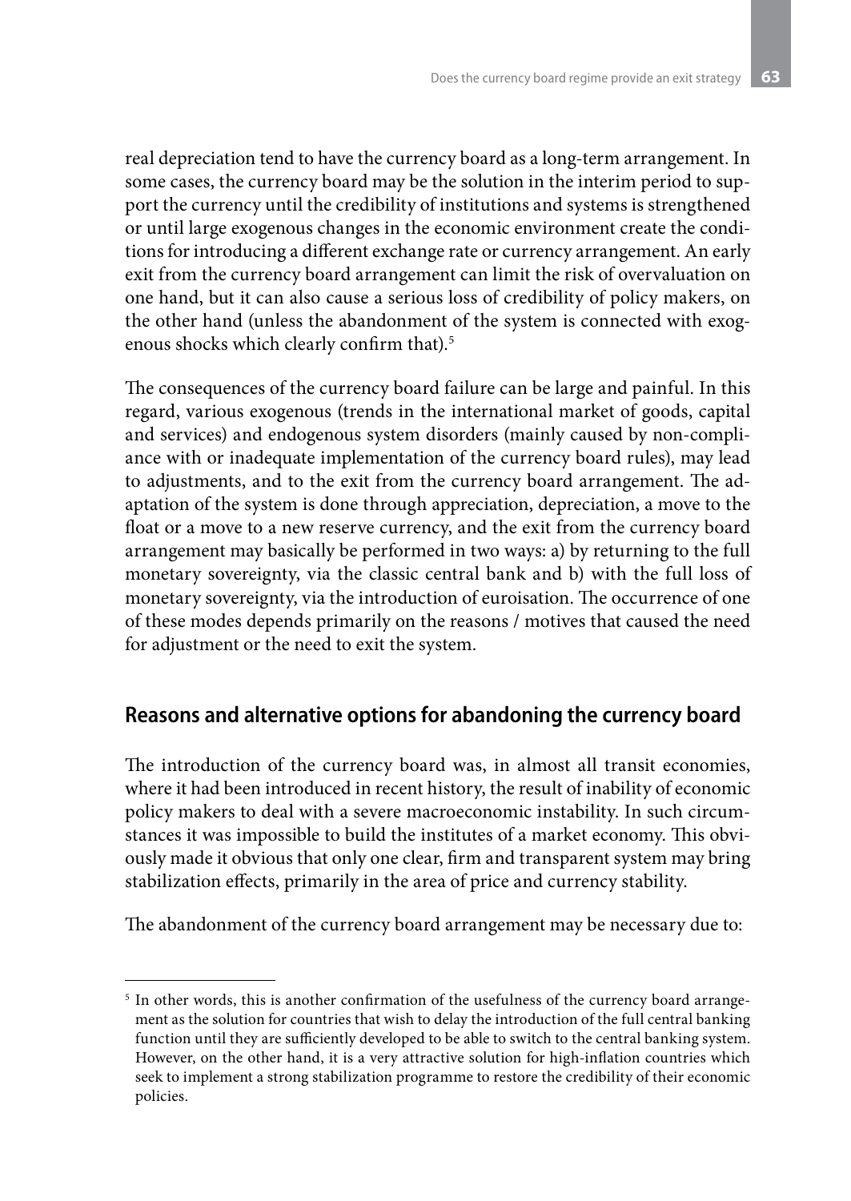real depreciation tend to have the currency board as a long-term arrangement. In some cases, the currency board may be the solution in the interim period to support the currency until the credibility of institutions and systems is strengthened or until large exogenous changes in the economic environment create the conditions for introducing a different exchange rate or currency arrangement. An early exit from the currency board arrangement can limit the risk of overvaluation on one hand, but it can also cause a serious loss of credibility of policy makers, on the other hand (unless the abandonment of the system is connected with exogenous shocks which clearly confirm that).[5]

The consequences of the currency board failure can be large and painful. In this regard, various exogenous (trends in the international market of goods, capital and services) and endogenous system disorders (mainly caused by non-compliance with or inadequate implementation of the currency board rules), may lead to adjustments, and to the exit from the currency board arrangement. The adaptation of the system is done through appreciation, depreciation, a move to the float or a move to a new reserve currency, and the exit from the currency board arrangement may basically be performed in two ways: a) by returning to the full monetary sovereignty, via the classic central bank and b) with the full loss of monetary sovereignty, via the introduction of euroisation. The occurrence of one of these modes depends primarily on the reasons / motives that caused the need for adjustment or the need to exit the system.

## Reasons and alternative options for abandoning the currency board

The introduction of the currency board was, in almost all transit economies, where it had been introduced in recent history, the result of inability of economic policy makers to deal with a severe macroeconomic instability. In such circumstances it was impossible to build the institutes of a market economy. This obviously made it obvious that only one clear, firm and transparent system may bring stabilization effects, primarily in the area of price and currency stability.

The abandonment of the currency board arrangement may be necessary due to:

---

[5] In other words, this is another confirmation of the usefulness of the currency board arrangement as the solution for countries that wish to delay the introduction of the full central banking function until they are sufficiently developed to be able to switch to the central banking system. However, on the other hand, it is a very attractive solution for high-inflation countries which seek to implement a strong stabilization programme to restore the credibility of their economic policies.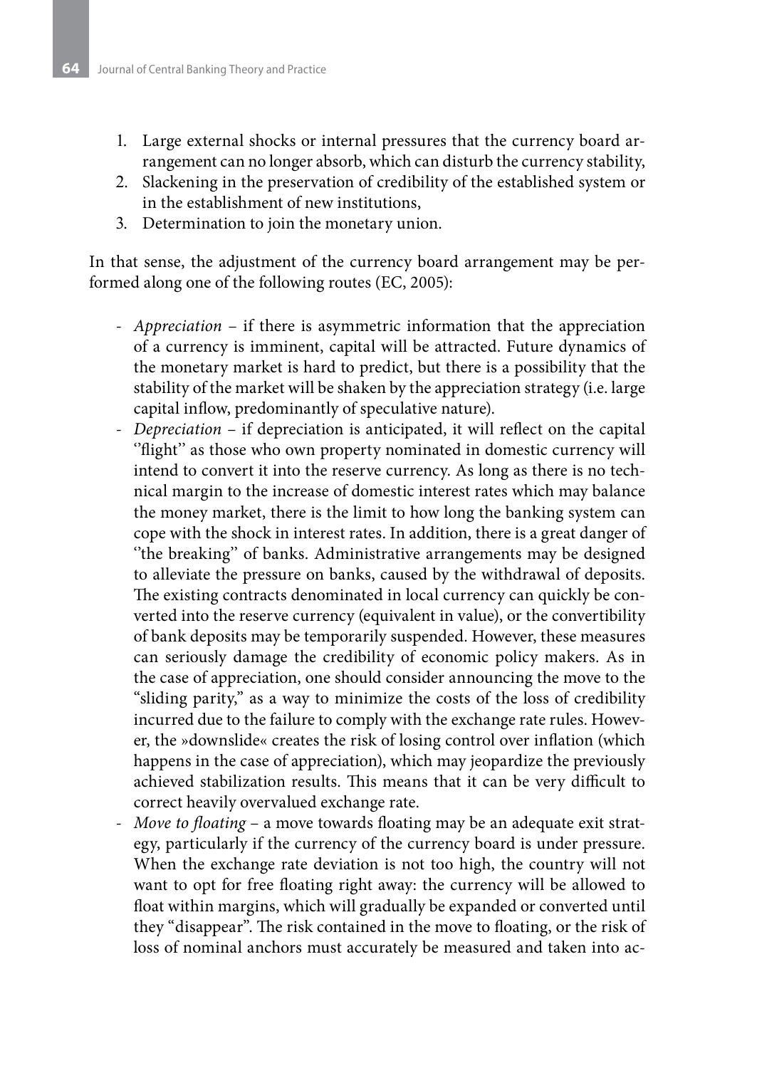1. Large external shocks or internal pressures that the currency board arrangement can no longer absorb, which can disturb the currency stability,
2. Slackening in the preservation of credibility of the established system or in the establishment of new institutions,
3. Determination to join the monetary union.

In that sense, the adjustment of the currency board arrangement may be performed along one of the following routes (EC, 2005):

- *Appreciation* – if there is asymmetric information that the appreciation of a currency is imminent, capital will be attracted. Future dynamics of the monetary market is hard to predict, but there is a possibility that the stability of the market will be shaken by the appreciation strategy (i.e. large capital inflow, predominantly of speculative nature).
- *Depreciation* – if depreciation is anticipated, it will reflect on the capital ''flight'' as those who own property nominated in domestic currency will intend to convert it into the reserve currency. As long as there is no technical margin to the increase of domestic interest rates which may balance the money market, there is the limit to how long the banking system can cope with the shock in interest rates. In addition, there is a great danger of ''the breaking'' of banks. Administrative arrangements may be designed to alleviate the pressure on banks, caused by the withdrawal of deposits. The existing contracts denominated in local currency can quickly be converted into the reserve currency (equivalent in value), or the convertibility of bank deposits may be temporarily suspended. However, these measures can seriously damage the credibility of economic policy makers. As in the case of appreciation, one should consider announcing the move to the "sliding parity," as a way to minimize the costs of the loss of credibility incurred due to the failure to comply with the exchange rate rules. However, the »downslide« creates the risk of losing control over inflation (which happens in the case of appreciation), which may jeopardize the previously achieved stabilization results. This means that it can be very difficult to correct heavily overvalued exchange rate.
- *Move to floating* – a move towards floating may be an adequate exit strategy, particularly if the currency of the currency board is under pressure. When the exchange rate deviation is not too high, the country will not want to opt for free floating right away: the currency will be allowed to float within margins, which will gradually be expanded or converted until they "disappear". The risk contained in the move to floating, or the risk of loss of nominal anchors must accurately be measured and taken into ac-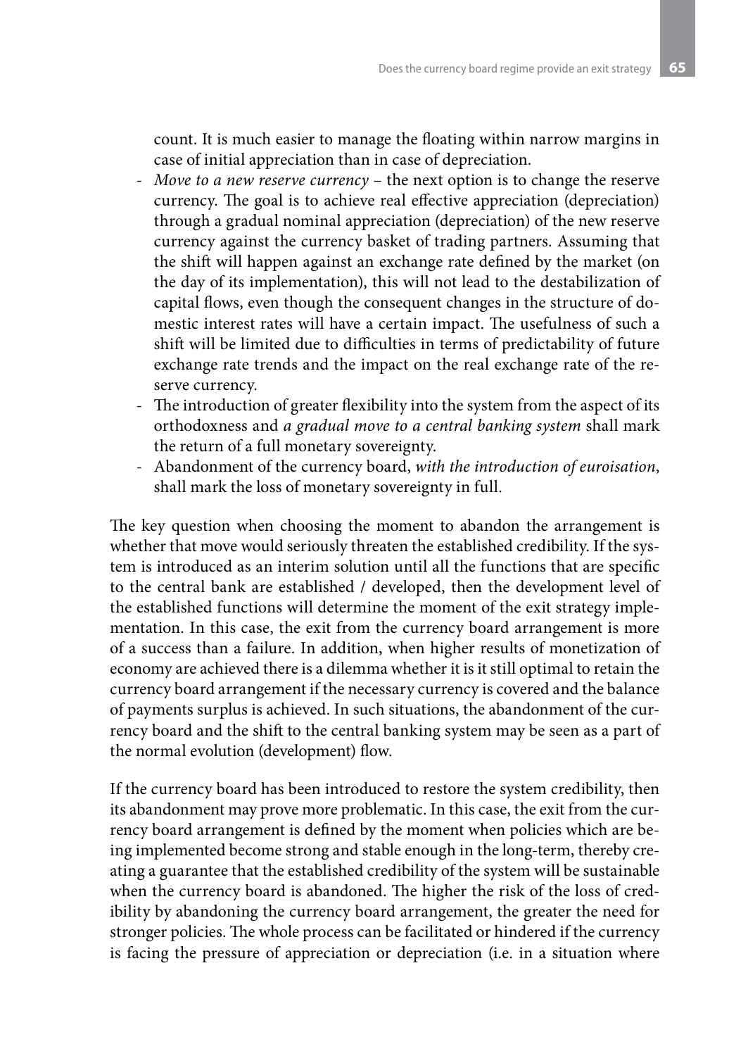count. It is much easier to manage the floating within narrow margins in case of initial appreciation than in case of depreciation.

- *Move to a new reserve currency* – the next option is to change the reserve currency. The goal is to achieve real effective appreciation (depreciation) through a gradual nominal appreciation (depreciation) of the new reserve currency against the currency basket of trading partners. Assuming that the shift will happen against an exchange rate defined by the market (on the day of its implementation), this will not lead to the destabilization of capital flows, even though the consequent changes in the structure of domestic interest rates will have a certain impact. The usefulness of such a shift will be limited due to difficulties in terms of predictability of future exchange rate trends and the impact on the real exchange rate of the reserve currency.
- The introduction of greater flexibility into the system from the aspect of its orthodoxness and *a gradual move to a central banking system* shall mark the return of a full monetary sovereignty.
- Abandonment of the currency board, *with the introduction of euroisation*, shall mark the loss of monetary sovereignty in full.

The key question when choosing the moment to abandon the arrangement is whether that move would seriously threaten the established credibility. If the system is introduced as an interim solution until all the functions that are specific to the central bank are established / developed, then the development level of the established functions will determine the moment of the exit strategy implementation. In this case, the exit from the currency board arrangement is more of a success than a failure. In addition, when higher results of monetization of economy are achieved there is a dilemma whether it is it still optimal to retain the currency board arrangement if the necessary currency is covered and the balance of payments surplus is achieved. In such situations, the abandonment of the currency board and the shift to the central banking system may be seen as a part of the normal evolution (development) flow.

If the currency board has been introduced to restore the system credibility, then its abandonment may prove more problematic. In this case, the exit from the currency board arrangement is defined by the moment when policies which are being implemented become strong and stable enough in the long-term, thereby creating a guarantee that the established credibility of the system will be sustainable when the currency board is abandoned. The higher the risk of the loss of credibility by abandoning the currency board arrangement, the greater the need for stronger policies. The whole process can be facilitated or hindered if the currency is facing the pressure of appreciation or depreciation (i.e. in a situation where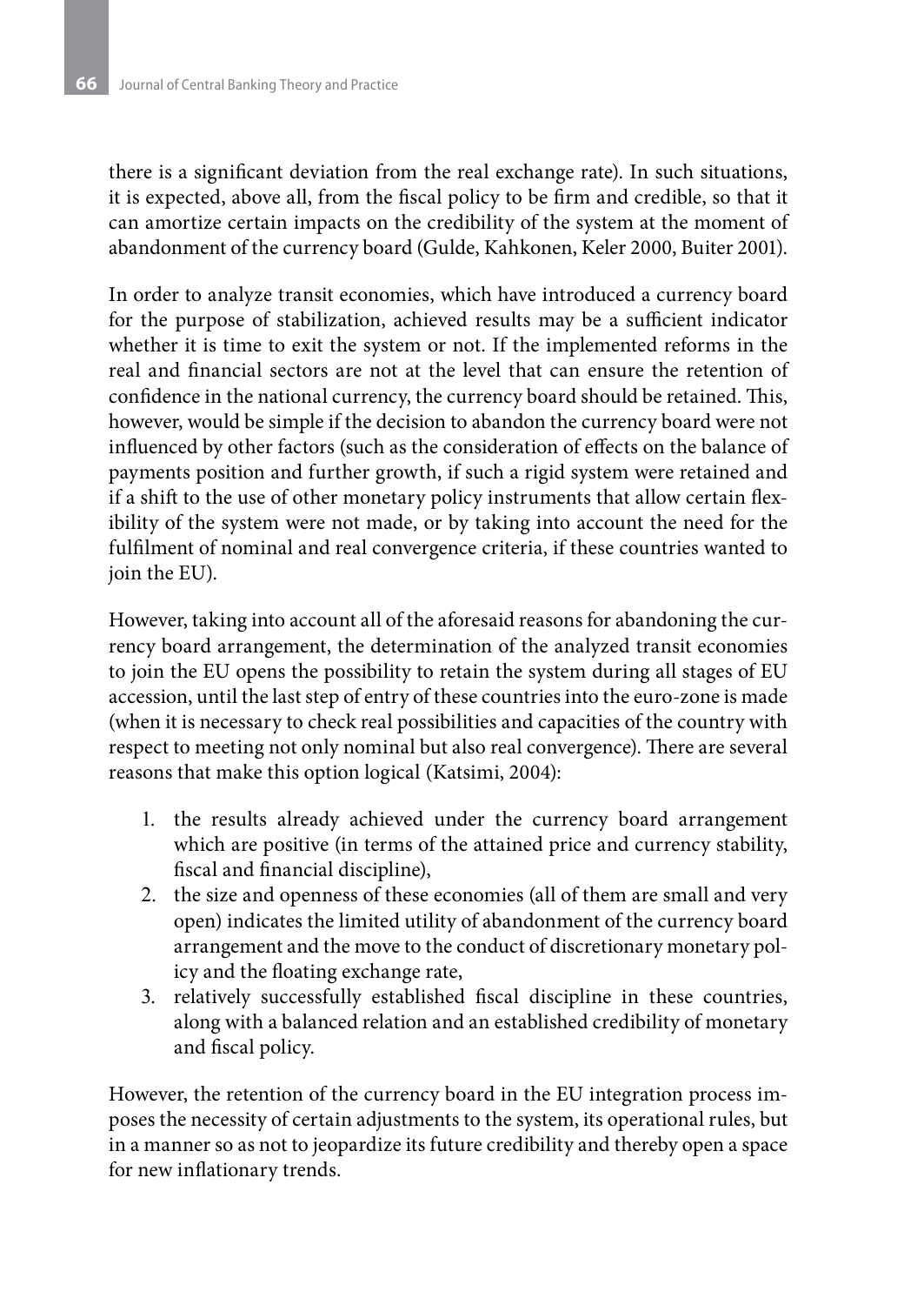there is a significant deviation from the real exchange rate). In such situations, it is expected, above all, from the fiscal policy to be firm and credible, so that it can amortize certain impacts on the credibility of the system at the moment of abandonment of the currency board (Gulde, Kahkonen, Keler 2000, Buiter 2001).

In order to analyze transit economies, which have introduced a currency board for the purpose of stabilization, achieved results may be a sufficient indicator whether it is time to exit the system or not. If the implemented reforms in the real and financial sectors are not at the level that can ensure the retention of confidence in the national currency, the currency board should be retained. This, however, would be simple if the decision to abandon the currency board were not influenced by other factors (such as the consideration of effects on the balance of payments position and further growth, if such a rigid system were retained and if a shift to the use of other monetary policy instruments that allow certain flexibility of the system were not made, or by taking into account the need for the fulfilment of nominal and real convergence criteria, if these countries wanted to join the EU).

However, taking into account all of the aforesaid reasons for abandoning the currency board arrangement, the determination of the analyzed transit economies to join the EU opens the possibility to retain the system during all stages of EU accession, until the last step of entry of these countries into the euro-zone is made (when it is necessary to check real possibilities and capacities of the country with respect to meeting not only nominal but also real convergence). There are several reasons that make this option logical (Katsimi, 2004):

1. the results already achieved under the currency board arrangement which are positive (in terms of the attained price and currency stability, fiscal and financial discipline),
2. the size and openness of these economies (all of them are small and very open) indicates the limited utility of abandonment of the currency board arrangement and the move to the conduct of discretionary monetary policy and the floating exchange rate,
3. relatively successfully established fiscal discipline in these countries, along with a balanced relation and an established credibility of monetary and fiscal policy.

However, the retention of the currency board in the EU integration process imposes the necessity of certain adjustments to the system, its operational rules, but in a manner so as not to jeopardize its future credibility and thereby open a space for new inflationary trends.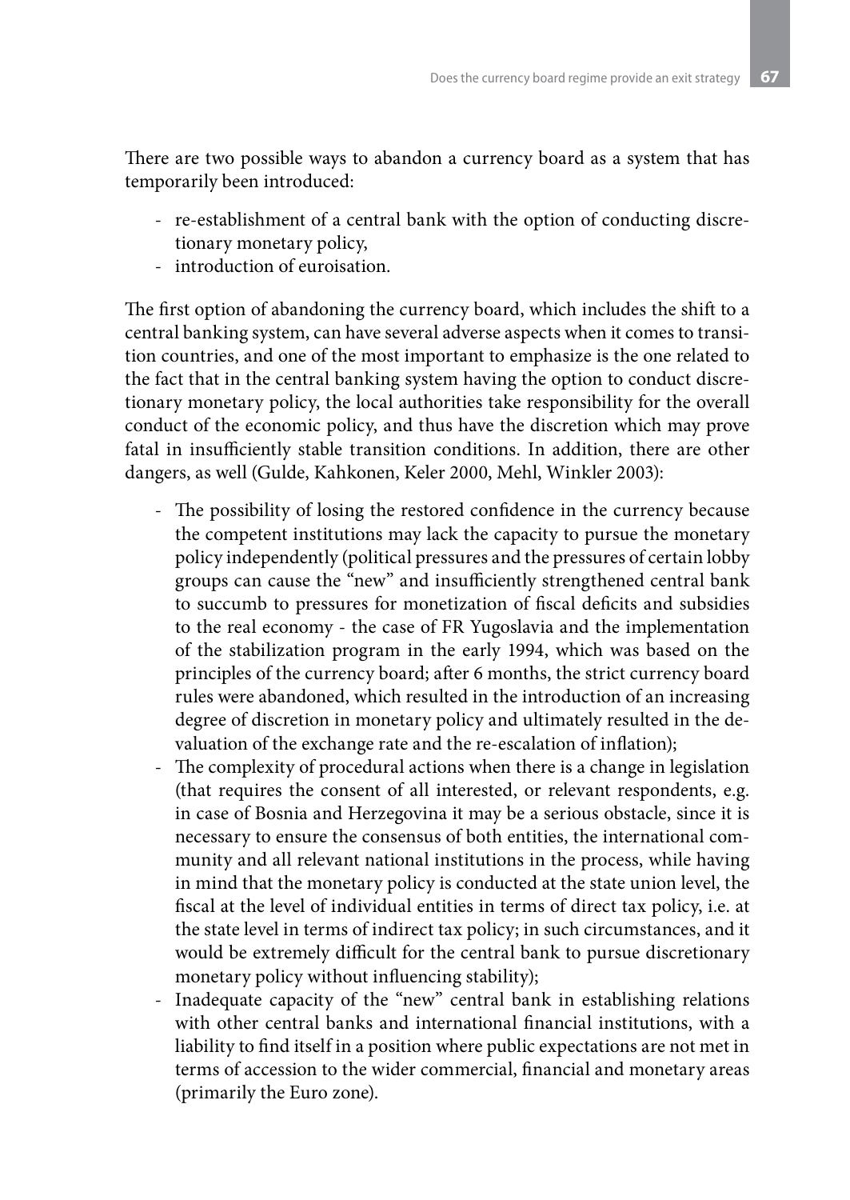There are two possible ways to abandon a currency board as a system that has temporarily been introduced:

- re-establishment of a central bank with the option of conducting discretionary monetary policy,
- introduction of euroisation.

The first option of abandoning the currency board, which includes the shift to a central banking system, can have several adverse aspects when it comes to transition countries, and one of the most important to emphasize is the one related to the fact that in the central banking system having the option to conduct discretionary monetary policy, the local authorities take responsibility for the overall conduct of the economic policy, and thus have the discretion which may prove fatal in insufficiently stable transition conditions. In addition, there are other dangers, as well (Gulde, Kahkonen, Keler 2000, Mehl, Winkler 2003):

- The possibility of losing the restored confidence in the currency because the competent institutions may lack the capacity to pursue the monetary policy independently (political pressures and the pressures of certain lobby groups can cause the "new" and insufficiently strengthened central bank to succumb to pressures for monetization of fiscal deficits and subsidies to the real economy - the case of FR Yugoslavia and the implementation of the stabilization program in the early 1994, which was based on the principles of the currency board; after 6 months, the strict currency board rules were abandoned, which resulted in the introduction of an increasing degree of discretion in monetary policy and ultimately resulted in the devaluation of the exchange rate and the re-escalation of inflation);
- The complexity of procedural actions when there is a change in legislation (that requires the consent of all interested, or relevant respondents, e.g. in case of Bosnia and Herzegovina it may be a serious obstacle, since it is necessary to ensure the consensus of both entities, the international community and all relevant national institutions in the process, while having in mind that the monetary policy is conducted at the state union level, the fiscal at the level of individual entities in terms of direct tax policy, i.e. at the state level in terms of indirect tax policy; in such circumstances, and it would be extremely difficult for the central bank to pursue discretionary monetary policy without influencing stability);
- Inadequate capacity of the "new" central bank in establishing relations with other central banks and international financial institutions, with a liability to find itself in a position where public expectations are not met in terms of accession to the wider commercial, financial and monetary areas (primarily the Euro zone).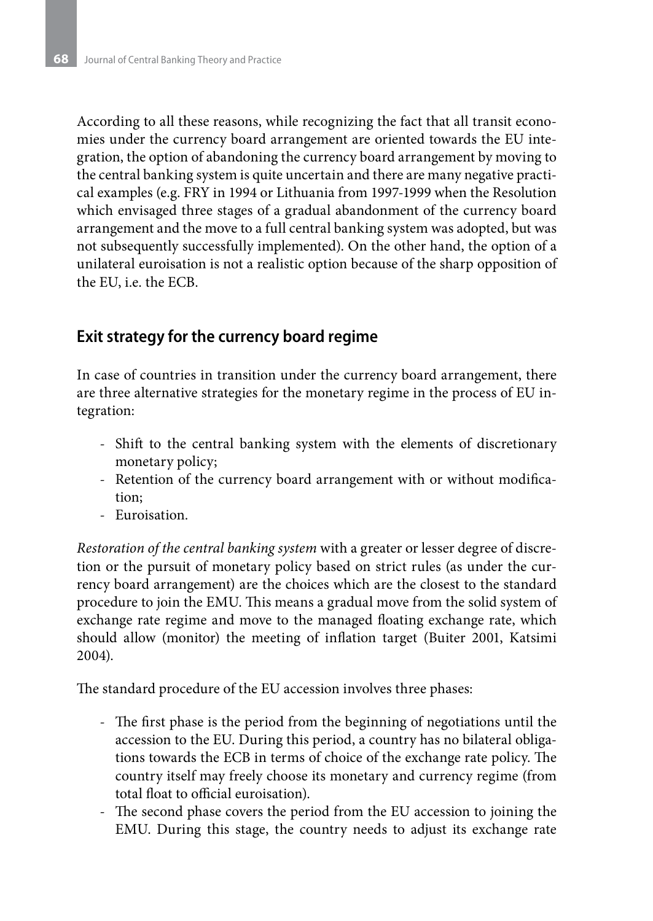According to all these reasons, while recognizing the fact that all transit economies under the currency board arrangement are oriented towards the EU integration, the option of abandoning the currency board arrangement by moving to the central banking system is quite uncertain and there are many negative practical examples (e.g. FRY in 1994 or Lithuania from 1997-1999 when the Resolution which envisaged three stages of a gradual abandonment of the currency board arrangement and the move to a full central banking system was adopted, but was not subsequently successfully implemented). On the other hand, the option of a unilateral euroisation is not a realistic option because of the sharp opposition of the EU, i.e. the ECB.

## Exit strategy for the currency board regime

In case of countries in transition under the currency board arrangement, there are three alternative strategies for the monetary regime in the process of EU integration:

- Shift to the central banking system with the elements of discretionary monetary policy;
- Retention of the currency board arrangement with or without modification;
- Euroisation.

*Restoration of the central banking system* with a greater or lesser degree of discretion or the pursuit of monetary policy based on strict rules (as under the currency board arrangement) are the choices which are the closest to the standard procedure to join the EMU. This means a gradual move from the solid system of exchange rate regime and move to the managed floating exchange rate, which should allow (monitor) the meeting of inflation target (Buiter 2001, Katsimi 2004).

The standard procedure of the EU accession involves three phases:

- The first phase is the period from the beginning of negotiations until the accession to the EU. During this period, a country has no bilateral obligations towards the ECB in terms of choice of the exchange rate policy. The country itself may freely choose its monetary and currency regime (from total float to official euroisation).
- The second phase covers the period from the EU accession to joining the EMU. During this stage, the country needs to adjust its exchange rate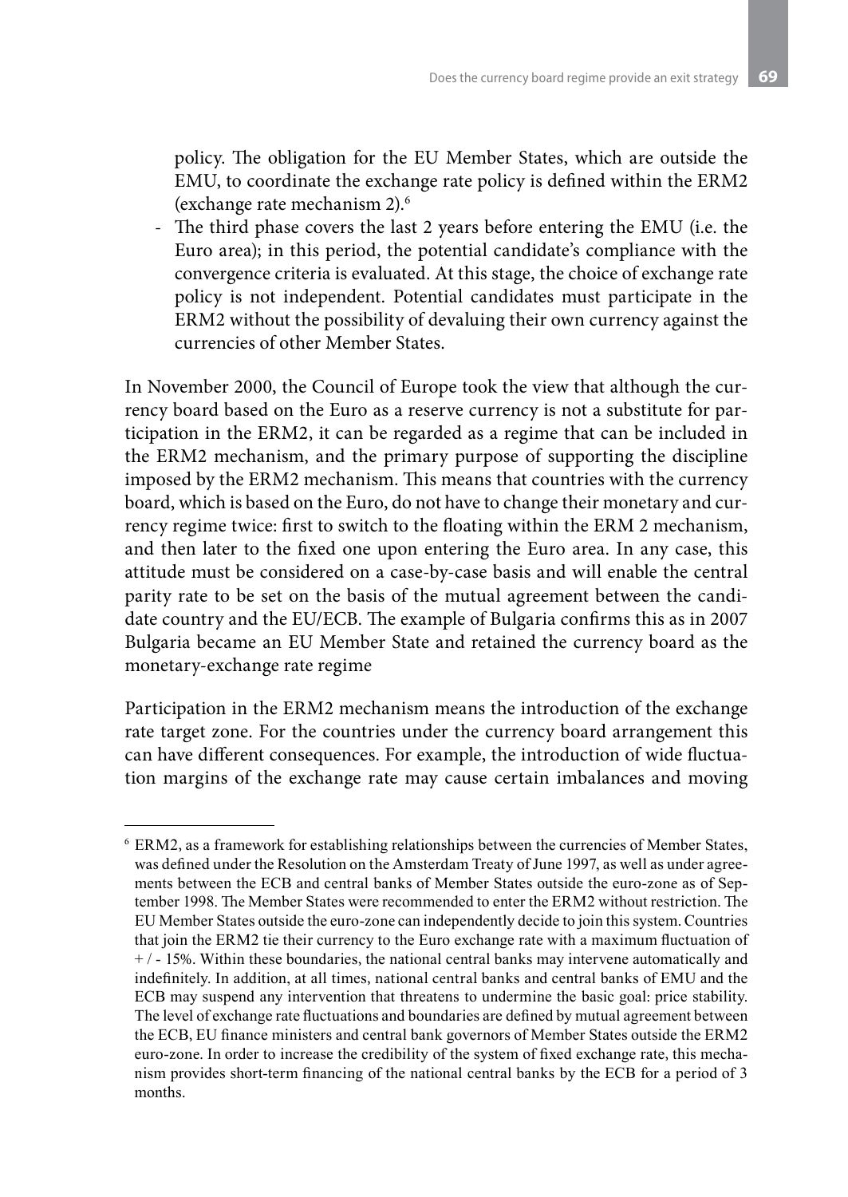policy. The obligation for the EU Member States, which are outside the EMU, to coordinate the exchange rate policy is defined within the ERM2 (exchange rate mechanism 2).[6]

- The third phase covers the last 2 years before entering the EMU (i.e. the Euro area); in this period, the potential candidate's compliance with the convergence criteria is evaluated. At this stage, the choice of exchange rate policy is not independent. Potential candidates must participate in the ERM2 without the possibility of devaluing their own currency against the currencies of other Member States.

In November 2000, the Council of Europe took the view that although the currency board based on the Euro as a reserve currency is not a substitute for participation in the ERM2, it can be regarded as a regime that can be included in the ERM2 mechanism, and the primary purpose of supporting the discipline imposed by the ERM2 mechanism. This means that countries with the currency board, which is based on the Euro, do not have to change their monetary and currency regime twice: first to switch to the floating within the ERM 2 mechanism, and then later to the fixed one upon entering the Euro area. In any case, this attitude must be considered on a case-by-case basis and will enable the central parity rate to be set on the basis of the mutual agreement between the candidate country and the EU/ECB. The example of Bulgaria confirms this as in 2007 Bulgaria became an EU Member State and retained the currency board as the monetary-exchange rate regime

Participation in the ERM2 mechanism means the introduction of the exchange rate target zone. For the countries under the currency board arrangement this can have different consequences. For example, the introduction of wide fluctuation margins of the exchange rate may cause certain imbalances and moving

---

[6] ERM2, as a framework for establishing relationships between the currencies of Member States, was defined under the Resolution on the Amsterdam Treaty of June 1997, as well as under agreements between the ECB and central banks of Member States outside the euro-zone as of September 1998. The Member States were recommended to enter the ERM2 without restriction. The EU Member States outside the euro-zone can independently decide to join this system. Countries that join the ERM2 tie their currency to the Euro exchange rate with a maximum fluctuation of + / - 15%. Within these boundaries, the national central banks may intervene automatically and indefinitely. In addition, at all times, national central banks and central banks of EMU and the ECB may suspend any intervention that threatens to undermine the basic goal: price stability. The level of exchange rate fluctuations and boundaries are defined by mutual agreement between the ECB, EU finance ministers and central bank governors of Member States outside the ERM2 euro-zone. In order to increase the credibility of the system of fixed exchange rate, this mechanism provides short-term financing of the national central banks by the ECB for a period of 3 months.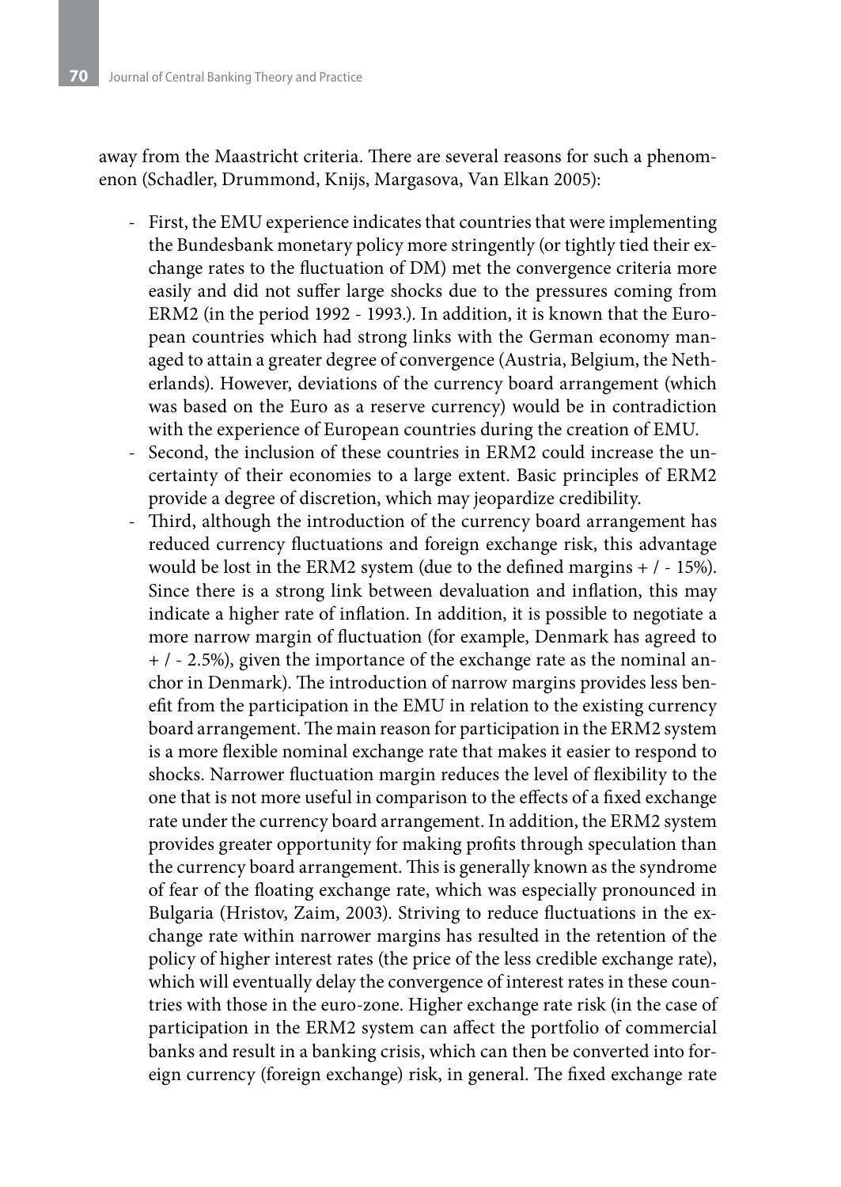away from the Maastricht criteria. There are several reasons for such a phenomenon (Schadler, Drummond, Knijs, Margasova, Van Elkan 2005):

- First, the EMU experience indicates that countries that were implementing the Bundesbank monetary policy more stringently (or tightly tied their exchange rates to the fluctuation of DM) met the convergence criteria more easily and did not suffer large shocks due to the pressures coming from ERM2 (in the period 1992 - 1993.). In addition, it is known that the European countries which had strong links with the German economy managed to attain a greater degree of convergence (Austria, Belgium, the Netherlands). However, deviations of the currency board arrangement (which was based on the Euro as a reserve currency) would be in contradiction with the experience of European countries during the creation of EMU.
- Second, the inclusion of these countries in ERM2 could increase the uncertainty of their economies to a large extent. Basic principles of ERM2 provide a degree of discretion, which may jeopardize credibility.
- Third, although the introduction of the currency board arrangement has reduced currency fluctuations and foreign exchange risk, this advantage would be lost in the ERM2 system (due to the defined margins + / - 15%). Since there is a strong link between devaluation and inflation, this may indicate a higher rate of inflation. In addition, it is possible to negotiate a more narrow margin of fluctuation (for example, Denmark has agreed to + / - 2.5%), given the importance of the exchange rate as the nominal anchor in Denmark). The introduction of narrow margins provides less benefit from the participation in the EMU in relation to the existing currency board arrangement. The main reason for participation in the ERM2 system is a more flexible nominal exchange rate that makes it easier to respond to shocks. Narrower fluctuation margin reduces the level of flexibility to the one that is not more useful in comparison to the effects of a fixed exchange rate under the currency board arrangement. In addition, the ERM2 system provides greater opportunity for making profits through speculation than the currency board arrangement. This is generally known as the syndrome of fear of the floating exchange rate, which was especially pronounced in Bulgaria (Hristov, Zaim, 2003). Striving to reduce fluctuations in the exchange rate within narrower margins has resulted in the retention of the policy of higher interest rates (the price of the less credible exchange rate), which will eventually delay the convergence of interest rates in these countries with those in the euro-zone. Higher exchange rate risk (in the case of participation in the ERM2 system can affect the portfolio of commercial banks and result in a banking crisis, which can then be converted into foreign currency (foreign exchange) risk, in general. The fixed exchange rate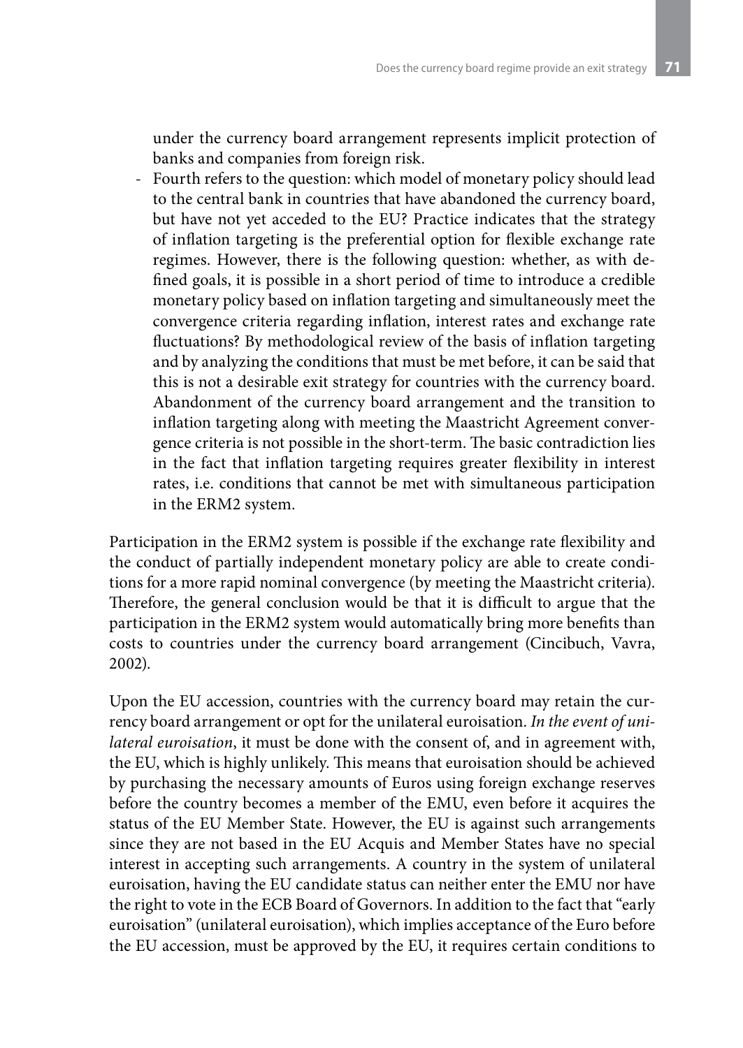under the currency board arrangement represents implicit protection of banks and companies from foreign risk.

- Fourth refers to the question: which model of monetary policy should lead to the central bank in countries that have abandoned the currency board, but have not yet acceded to the EU? Practice indicates that the strategy of inflation targeting is the preferential option for flexible exchange rate regimes. However, there is the following question: whether, as with defined goals, it is possible in a short period of time to introduce a credible monetary policy based on inflation targeting and simultaneously meet the convergence criteria regarding inflation, interest rates and exchange rate fluctuations? By methodological review of the basis of inflation targeting and by analyzing the conditions that must be met before, it can be said that this is not a desirable exit strategy for countries with the currency board. Abandonment of the currency board arrangement and the transition to inflation targeting along with meeting the Maastricht Agreement convergence criteria is not possible in the short-term. The basic contradiction lies in the fact that inflation targeting requires greater flexibility in interest rates, i.e. conditions that cannot be met with simultaneous participation in the ERM2 system.

Participation in the ERM2 system is possible if the exchange rate flexibility and the conduct of partially independent monetary policy are able to create conditions for a more rapid nominal convergence (by meeting the Maastricht criteria). Therefore, the general conclusion would be that it is difficult to argue that the participation in the ERM2 system would automatically bring more benefits than costs to countries under the currency board arrangement (Cincibuch, Vavra, 2002).

Upon the EU accession, countries with the currency board may retain the currency board arrangement or opt for the unilateral euroisation. *In the event of unilateral euroisation*, it must be done with the consent of, and in agreement with, the EU, which is highly unlikely. This means that euroisation should be achieved by purchasing the necessary amounts of Euros using foreign exchange reserves before the country becomes a member of the EMU, even before it acquires the status of the EU Member State. However, the EU is against such arrangements since they are not based in the EU Acquis and Member States have no special interest in accepting such arrangements. A country in the system of unilateral euroisation, having the EU candidate status can neither enter the EMU nor have the right to vote in the ECB Board of Governors. In addition to the fact that "early euroisation" (unilateral euroisation), which implies acceptance of the Euro before the EU accession, must be approved by the EU, it requires certain conditions to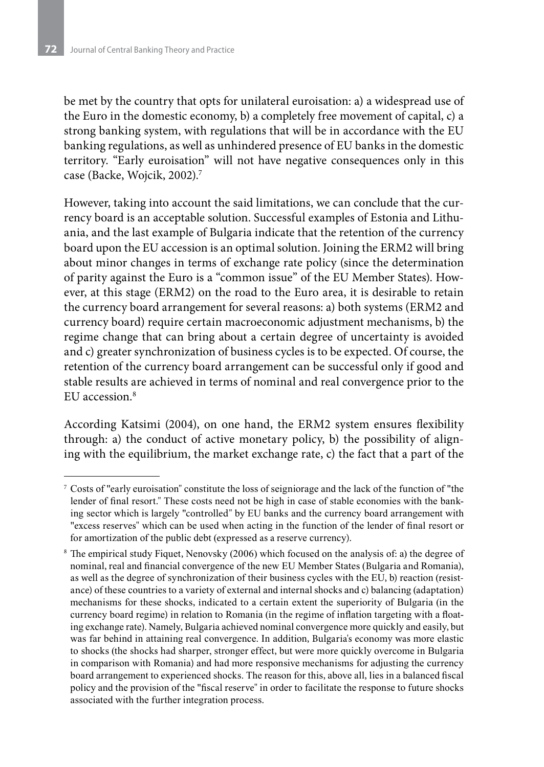be met by the country that opts for unilateral euroisation: a) a widespread use of the Euro in the domestic economy, b) a completely free movement of capital, c) a strong banking system, with regulations that will be in accordance with the EU banking regulations, as well as unhindered presence of EU banks in the domestic territory. "Early euroisation" will not have negative consequences only in this case (Backe, Wojcik, 2002).[7]

However, taking into account the said limitations, we can conclude that the currency board is an acceptable solution. Successful examples of Estonia and Lithuania, and the last example of Bulgaria indicate that the retention of the currency board upon the EU accession is an optimal solution. Joining the ERM2 will bring about minor changes in terms of exchange rate policy (since the determination of parity against the Euro is a "common issue" of the EU Member States). However, at this stage (ERM2) on the road to the Euro area, it is desirable to retain the currency board arrangement for several reasons: a) both systems (ERM2 and currency board) require certain macroeconomic adjustment mechanisms, b) the regime change that can bring about a certain degree of uncertainty is avoided and c) greater synchronization of business cycles is to be expected. Of course, the retention of the currency board arrangement can be successful only if good and stable results are achieved in terms of nominal and real convergence prior to the EU accession.[8]

According Katsimi (2004), on one hand, the ERM2 system ensures flexibility through: a) the conduct of active monetary policy, b) the possibility of aligning with the equilibrium, the market exchange rate, c) the fact that a part of the

---

[7] Costs of "early euroisation" constitute the loss of seigniorage and the lack of the function of "the lender of final resort." These costs need not be high in case of stable economies with the banking sector which is largely "controlled" by EU banks and the currency board arrangement with "excess reserves" which can be used when acting in the function of the lender of final resort or for amortization of the public debt (expressed as a reserve currency).

[8] The empirical study Fiquet, Nenovsky (2006) which focused on the analysis of: a) the degree of nominal, real and financial convergence of the new EU Member States (Bulgaria and Romania), as well as the degree of synchronization of their business cycles with the EU, b) reaction (resistance) of these countries to a variety of external and internal shocks and c) balancing (adaptation) mechanisms for these shocks, indicated to a certain extent the superiority of Bulgaria (in the currency board regime) in relation to Romania (in the regime of inflation targeting with a floating exchange rate). Namely, Bulgaria achieved nominal convergence more quickly and easily, but was far behind in attaining real convergence. In addition, Bulgaria's economy was more elastic to shocks (the shocks had sharper, stronger effect, but were more quickly overcome in Bulgaria in comparison with Romania) and had more responsive mechanisms for adjusting the currency board arrangement to experienced shocks. The reason for this, above all, lies in a balanced fiscal policy and the provision of the "fiscal reserve" in order to facilitate the response to future shocks associated with the further integration process.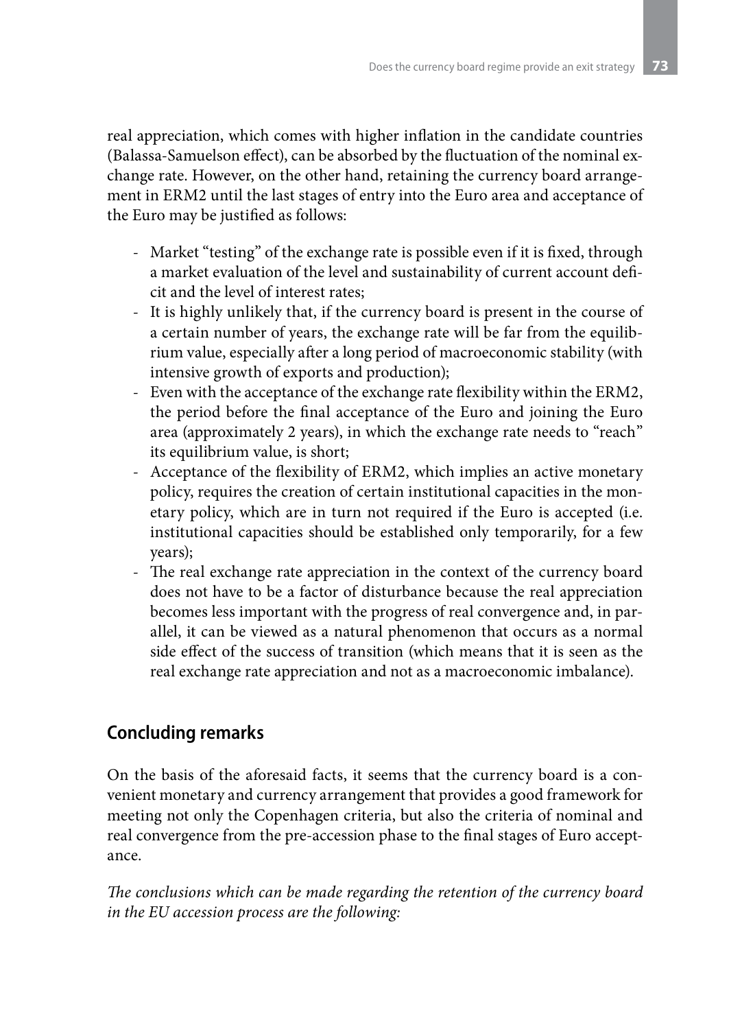real appreciation, which comes with higher inflation in the candidate countries (Balassa-Samuelson effect), can be absorbed by the fluctuation of the nominal exchange rate. However, on the other hand, retaining the currency board arrangement in ERM2 until the last stages of entry into the Euro area and acceptance of the Euro may be justified as follows:

- Market "testing" of the exchange rate is possible even if it is fixed, through a market evaluation of the level and sustainability of current account deficit and the level of interest rates;
- It is highly unlikely that, if the currency board is present in the course of a certain number of years, the exchange rate will be far from the equilibrium value, especially after a long period of macroeconomic stability (with intensive growth of exports and production);
- Even with the acceptance of the exchange rate flexibility within the ERM2, the period before the final acceptance of the Euro and joining the Euro area (approximately 2 years), in which the exchange rate needs to "reach" its equilibrium value, is short;
- Acceptance of the flexibility of ERM2, which implies an active monetary policy, requires the creation of certain institutional capacities in the monetary policy, which are in turn not required if the Euro is accepted (i.e. institutional capacities should be established only temporarily, for a few years);
- The real exchange rate appreciation in the context of the currency board does not have to be a factor of disturbance because the real appreciation becomes less important with the progress of real convergence and, in parallel, it can be viewed as a natural phenomenon that occurs as a normal side effect of the success of transition (which means that it is seen as the real exchange rate appreciation and not as a macroeconomic imbalance).

## Concluding remarks

On the basis of the aforesaid facts, it seems that the currency board is a convenient monetary and currency arrangement that provides a good framework for meeting not only the Copenhagen criteria, but also the criteria of nominal and real convergence from the pre-accession phase to the final stages of Euro acceptance.

*The conclusions which can be made regarding the retention of the currency board in the EU accession process are the following:*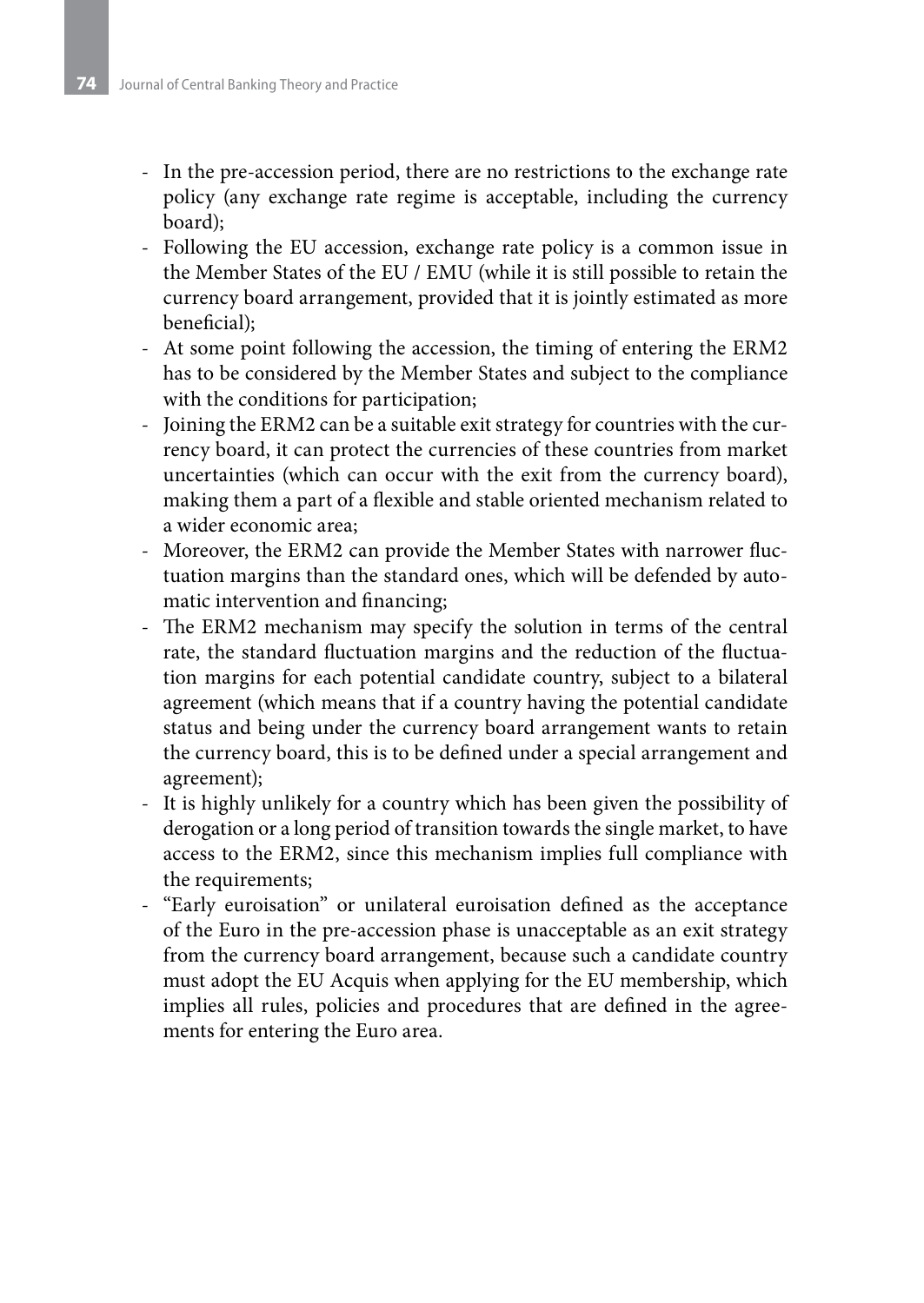- In the pre-accession period, there are no restrictions to the exchange rate policy (any exchange rate regime is acceptable, including the currency board);
- Following the EU accession, exchange rate policy is a common issue in the Member States of the EU / EMU (while it is still possible to retain the currency board arrangement, provided that it is jointly estimated as more beneficial);
- At some point following the accession, the timing of entering the ERM2 has to be considered by the Member States and subject to the compliance with the conditions for participation;
- Joining the ERM2 can be a suitable exit strategy for countries with the currency board, it can protect the currencies of these countries from market uncertainties (which can occur with the exit from the currency board), making them a part of a flexible and stable oriented mechanism related to a wider economic area;
- Moreover, the ERM2 can provide the Member States with narrower fluctuation margins than the standard ones, which will be defended by automatic intervention and financing;
- The ERM2 mechanism may specify the solution in terms of the central rate, the standard fluctuation margins and the reduction of the fluctuation margins for each potential candidate country, subject to a bilateral agreement (which means that if a country having the potential candidate status and being under the currency board arrangement wants to retain the currency board, this is to be defined under a special arrangement and agreement);
- It is highly unlikely for a country which has been given the possibility of derogation or a long period of transition towards the single market, to have access to the ERM2, since this mechanism implies full compliance with the requirements;
- "Early euroisation" or unilateral euroisation defined as the acceptance of the Euro in the pre-accession phase is unacceptable as an exit strategy from the currency board arrangement, because such a candidate country must adopt the EU Acquis when applying for the EU membership, which implies all rules, policies and procedures that are defined in the agreements for entering the Euro area.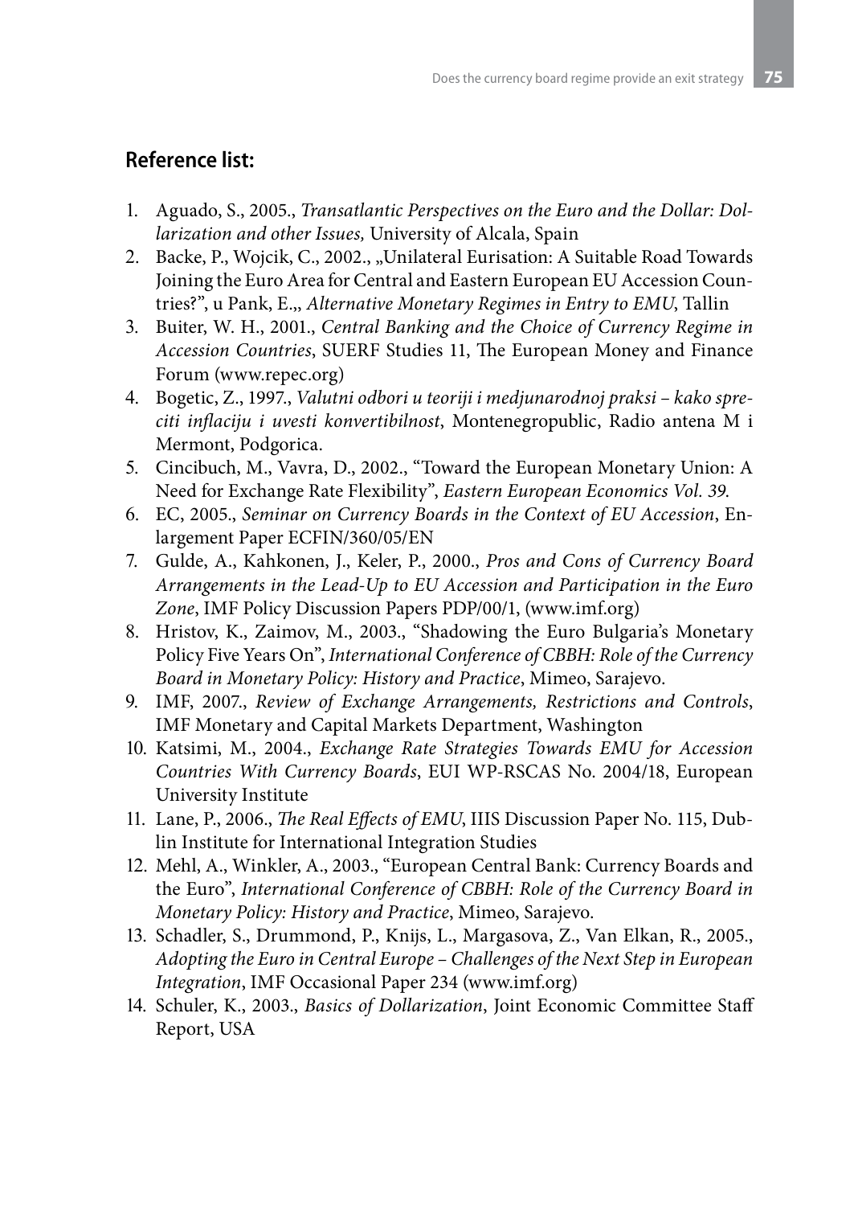## Reference list:

1. Aguado, S., 2005., *Transatlantic Perspectives on the Euro and the Dollar: Dollarization and other Issues,* University of Alcala, Spain
2. Backe, P., Wojcik, C., 2002., „Unilateral Eurisation: A Suitable Road Towards Joining the Euro Area for Central and Eastern European EU Accession Countries?", u Pank, E.,, *Alternative Monetary Regimes in Entry to EMU*, Tallin
3. Buiter, W. H., 2001., *Central Banking and the Choice of Currency Regime in Accession Countries*, SUERF Studies 11, The European Money and Finance Forum (www.repec.org)
4. Bogetic, Z., 1997., *Valutni odbori u teoriji i medjunarodnoj praksi – kako spreciti inflaciju i uvesti konvertibilnost*, Montenegropublic, Radio antena M i Mermont, Podgorica.
5. Cincibuch, M., Vavra, D., 2002., "Toward the European Monetary Union: A Need for Exchange Rate Flexibility", *Eastern European Economics Vol. 39.*
6. EC, 2005., *Seminar on Currency Boards in the Context of EU Accession*, Enlargement Paper ECFIN/360/05/EN
7. Gulde, A., Kahkonen, J., Keler, P., 2000., *Pros and Cons of Currency Board Arrangements in the Lead-Up to EU Accession and Participation in the Euro Zone*, IMF Policy Discussion Papers PDP/00/1, (www.imf.org)
8. Hristov, K., Zaimov, M., 2003., "Shadowing the Euro Bulgaria's Monetary Policy Five Years On", *International Conference of CBBH: Role of the Currency Board in Monetary Policy: History and Practice*, Mimeo, Sarajevo.
9. IMF, 2007., *Review of Exchange Arrangements, Restrictions and Controls*, IMF Monetary and Capital Markets Department, Washington
10. Katsimi, M., 2004., *Exchange Rate Strategies Towards EMU for Accession Countries With Currency Boards*, EUI WP-RSCAS No. 2004/18, European University Institute
11. Lane, P., 2006., *The Real Effects of EMU*, IIIS Discussion Paper No. 115, Dublin Institute for International Integration Studies
12. Mehl, A., Winkler, A., 2003., "European Central Bank: Currency Boards and the Euro", *International Conference of CBBH: Role of the Currency Board in Monetary Policy: History and Practice*, Mimeo, Sarajevo.
13. Schadler, S., Drummond, P., Knijs, L., Margasova, Z., Van Elkan, R., 2005., *Adopting the Euro in Central Europe – Challenges of the Next Step in European Integration*, IMF Occasional Paper 234 (www.imf.org)
14. Schuler, K., 2003., *Basics of Dollarization*, Joint Economic Committee Staff Report, USA